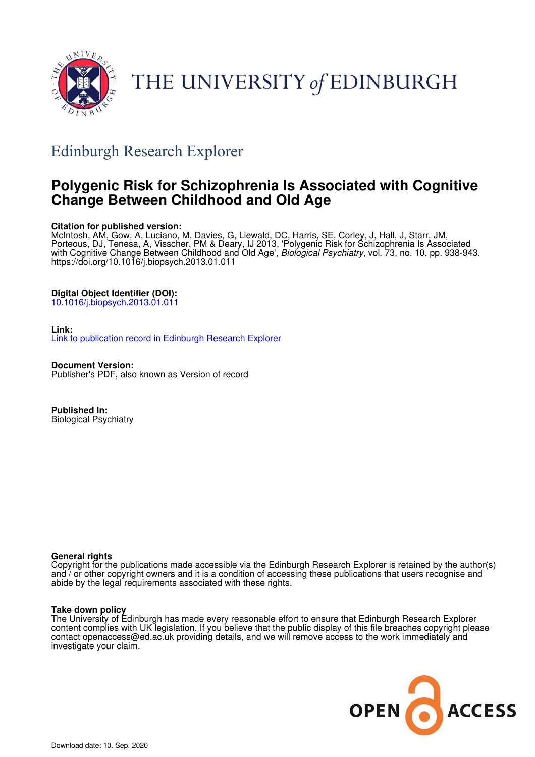THE UNIVERSITY of EDINBURGH

## Edinburgh Research Explorer

# Polygenic Risk for Schizophrenia Is Associated with Cognitive Change Between Childhood and Old Age

**Citation for published version:**
McIntosh, AM, Gow, A, Luciano, M, Davies, G, Liewald, DC, Harris, SE, Corley, J, Hall, J, Starr, JM, Porteous, DJ, Tenesa, A, Visscher, PM & Deary, IJ 2013, 'Polygenic Risk for Schizophrenia Is Associated with Cognitive Change Between Childhood and Old Age', *Biological Psychiatry*, vol. 73, no. 10, pp. 938-943. https://doi.org/10.1016/j.biopsych.2013.01.011

**Digital Object Identifier (DOI):**
10.1016/j.biopsych.2013.01.011

**Link:**
Link to publication record in Edinburgh Research Explorer

**Document Version:**
Publisher's PDF, also known as Version of record

**Published In:**
Biological Psychiatry

**General rights**
Copyright for the publications made accessible via the Edinburgh Research Explorer is retained by the author(s) and / or other copyright owners and it is a condition of accessing these publications that users recognise and abide by the legal requirements associated with these rights.

**Take down policy**
The University of Edinburgh has made every reasonable effort to ensure that Edinburgh Research Explorer content complies with UK legislation. If you believe that the public display of this file breaches copyright please contact openaccess@ed.ac.uk providing details, and we will remove access to the work immediately and investigate your claim.

OPEN ACCESS

Download date: 10. Sep. 2020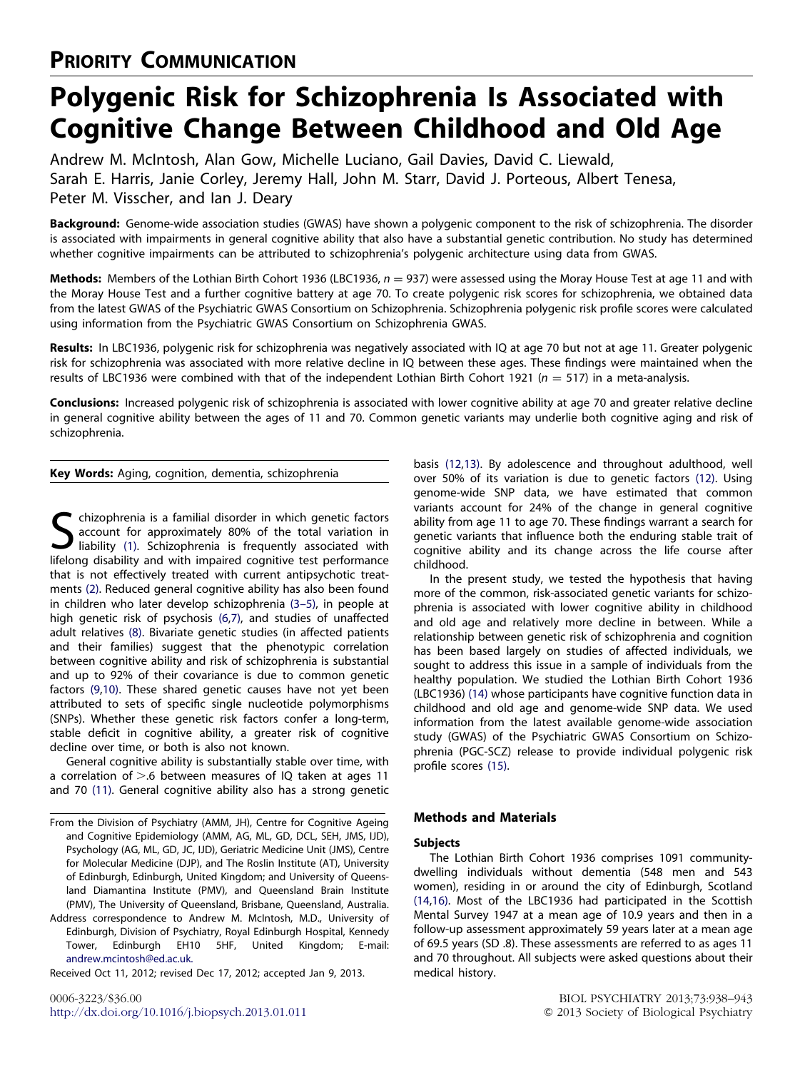PRIORITY COMMUNICATION

# Polygenic Risk for Schizophrenia Is Associated with Cognitive Change Between Childhood and Old Age

Andrew M. McIntosh, Alan Gow, Michelle Luciano, Gail Davies, David C. Liewald, Sarah E. Harris, Janie Corley, Jeremy Hall, John M. Starr, David J. Porteous, Albert Tenesa, Peter M. Visscher, and Ian J. Deary

**Background:** Genome-wide association studies (GWAS) have shown a polygenic component to the risk of schizophrenia. The disorder is associated with impairments in general cognitive ability that also have a substantial genetic contribution. No study has determined whether cognitive impairments can be attributed to schizophrenia's polygenic architecture using data from GWAS.

**Methods:** Members of the Lothian Birth Cohort 1936 (LBC1936, $n = 937$) were assessed using the Moray House Test at age 11 and with the Moray House Test and a further cognitive battery at age 70. To create polygenic risk scores for schizophrenia, we obtained data from the latest GWAS of the Psychiatric GWAS Consortium on Schizophrenia. Schizophrenia polygenic risk profile scores were calculated using information from the Psychiatric GWAS Consortium on Schizophrenia GWAS.

**Results:** In LBC1936, polygenic risk for schizophrenia was negatively associated with IQ at age 70 but not at age 11. Greater polygenic risk for schizophrenia was associated with more relative decline in IQ between these ages. These findings were maintained when the results of LBC1936 were combined with that of the independent Lothian Birth Cohort 1921 ($n = 517$) in a meta-analysis.

**Conclusions:** Increased polygenic risk of schizophrenia is associated with lower cognitive ability at age 70 and greater relative decline in general cognitive ability between the ages of 11 and 70. Common genetic variants may underlie both cognitive aging and risk of schizophrenia.

**Key Words:** Aging, cognition, dementia, schizophrenia

Schizophrenia is a familial disorder in which genetic factors account for approximately 80% of the total variation in liability (1). Schizophrenia is frequently associated with lifelong disability and with impaired cognitive test performance that is not effectively treated with current antipsychotic treatments (2). Reduced general cognitive ability has also been found in children who later develop schizophrenia (3–5), in people at high genetic risk of psychosis (6,7), and studies of unaffected adult relatives (8). Bivariate genetic studies (in affected patients and their families) suggest that the phenotypic correlation between cognitive ability and risk of schizophrenia is substantial and up to 92% of their covariance is due to common genetic factors (9,10). These shared genetic causes have not yet been attributed to sets of specific single nucleotide polymorphisms (SNPs). Whether these genetic risk factors confer a long-term, stable deficit in cognitive ability, a greater risk of cognitive decline over time, or both is also not known.

General cognitive ability is substantially stable over time, with a correlation of >.6 between measures of IQ taken at ages 11 and 70 (11). General cognitive ability also has a strong genetic basis (12,13). By adolescence and throughout adulthood, well over 50% of its variation is due to genetic factors (12). Using genome-wide SNP data, we have estimated that common variants account for 24% of the change in general cognitive ability from age 11 to age 70. These findings warrant a search for genetic variants that influence both the enduring stable trait of cognitive ability and its change across the life course after childhood.

In the present study, we tested the hypothesis that having more of the common, risk-associated genetic variants for schizophrenia is associated with lower cognitive ability in childhood and old age and relatively more decline in between. While a relationship between genetic risk of schizophrenia and cognition has been based largely on studies of affected individuals, we sought to address this issue in a sample of individuals from the healthy population. We studied the Lothian Birth Cohort 1936 (LBC1936) (14) whose participants have cognitive function data in childhood and old age and genome-wide SNP data. We used information from the latest available genome-wide association study (GWAS) of the Psychiatric GWAS Consortium on Schizophrenia (PGC-SCZ) release to provide individual polygenic risk profile scores (15).

## Methods and Materials

### Subjects

The Lothian Birth Cohort 1936 comprises 1091 community-dwelling individuals without dementia (548 men and 543 women), residing in or around the city of Edinburgh, Scotland (14,16). Most of the LBC1936 had participated in the Scottish Mental Survey 1947 at a mean age of 10.9 years and then in a follow-up assessment approximately 59 years later at a mean age of 69.5 years (SD .8). These assessments are referred to as ages 11 and 70 throughout. All subjects were asked questions about their medical history.

From the Division of Psychiatry (AMM, JH), Centre for Cognitive Ageing and Cognitive Epidemiology (AMM, AG, ML, GD, DCL, SEH, JMS, IJD), Psychology (AG, ML, GD, JC, IJD), Geriatric Medicine Unit (JMS), Centre for Molecular Medicine (DJP), and The Roslin Institute (AT), University of Edinburgh, Edinburgh, United Kingdom; and University of Queensland Diamantina Institute (PMV), and Queensland Brain Institute (PMV), The University of Queensland, Brisbane, Queensland, Australia.

Address correspondence to Andrew M. McIntosh, M.D., University of Edinburgh, Division of Psychiatry, Royal Edinburgh Hospital, Kennedy Tower, Edinburgh EH10 5HF, United Kingdom; E-mail: andrew.mcintosh@ed.ac.uk.

Received Oct 11, 2012; revised Dec 17, 2012; accepted Jan 9, 2013.

0006-3223/$36.00
http://dx.doi.org/10.1016/j.biopsych.2013.01.011
© 2013 Society of Biological Psychiatry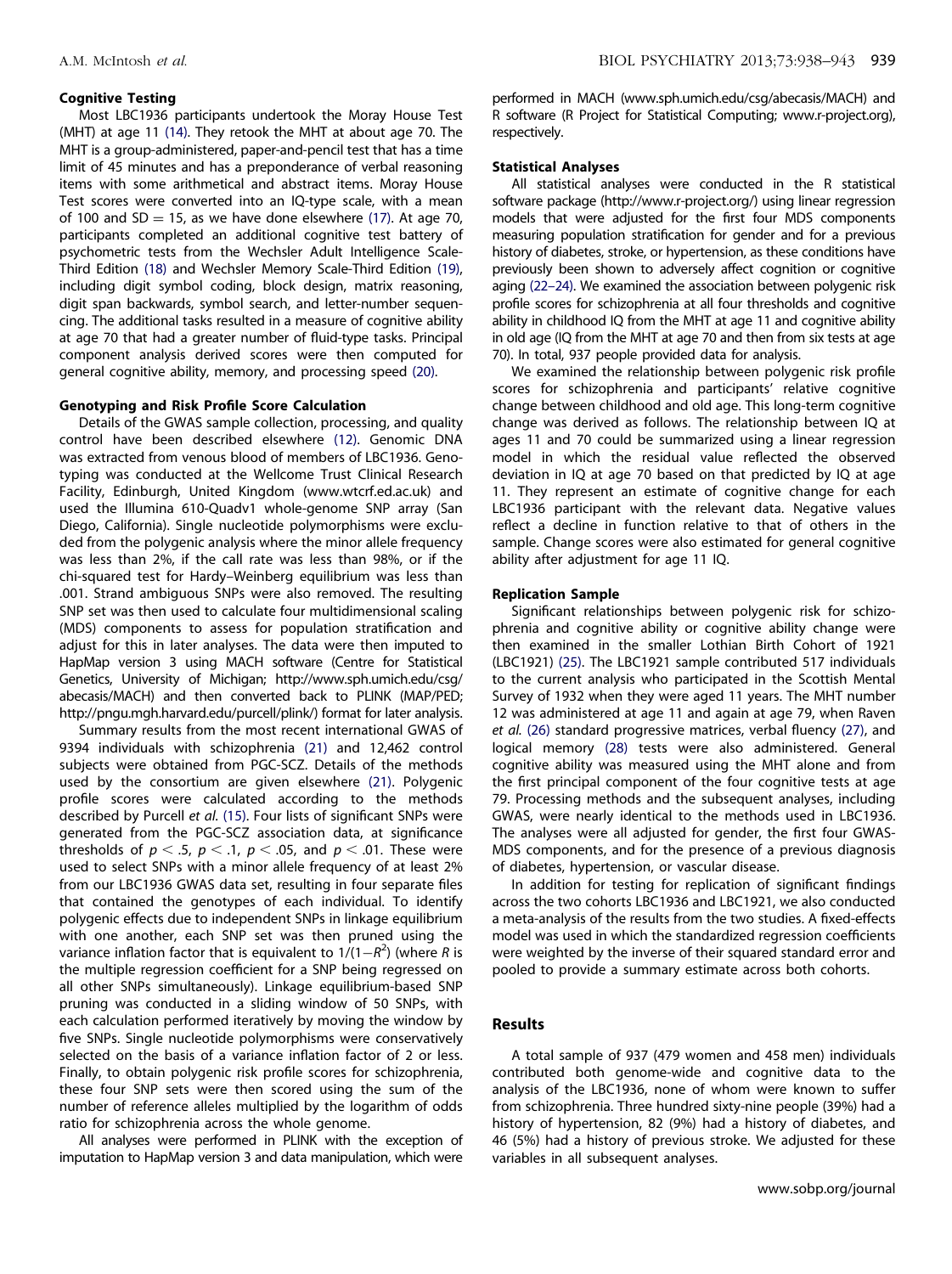### Cognitive Testing

Most LBC1936 participants undertook the Moray House Test (MHT) at age 11 (14). They retook the MHT at about age 70. The MHT is a group-administered, paper-and-pencil test that has a time limit of 45 minutes and has a preponderance of verbal reasoning items with some arithmetical and abstract items. Moray House Test scores were converted into an IQ-type scale, with a mean of 100 and SD = 15, as we have done elsewhere (17). At age 70, participants completed an additional cognitive test battery of psychometric tests from the Wechsler Adult Intelligence Scale-Third Edition (18) and Wechsler Memory Scale-Third Edition (19), including digit symbol coding, block design, matrix reasoning, digit span backwards, symbol search, and letter-number sequencing. The additional tasks resulted in a measure of cognitive ability at age 70 that had a greater number of fluid-type tasks. Principal component analysis derived scores were then computed for general cognitive ability, memory, and processing speed (20).

### Genotyping and Risk Profile Score Calculation

Details of the GWAS sample collection, processing, and quality control have been described elsewhere (12). Genomic DNA was extracted from venous blood of members of LBC1936. Genotyping was conducted at the Wellcome Trust Clinical Research Facility, Edinburgh, United Kingdom (www.wtcrf.ed.ac.uk) and used the Illumina 610-Quadv1 whole-genome SNP array (San Diego, California). Single nucleotide polymorphisms were excluded from the polygenic analysis where the minor allele frequency was less than 2%, if the call rate was less than 98%, or if the chi-squared test for Hardy–Weinberg equilibrium was less than .001. Strand ambiguous SNPs were also removed. The resulting SNP set was then used to calculate four multidimensional scaling (MDS) components to assess for population stratification and adjust for this in later analyses. The data were then imputed to HapMap version 3 using MACH software (Centre for Statistical Genetics, University of Michigan; http://www.sph.umich.edu/csg/abecasis/MACH) and then converted back to PLINK (MAP/PED; http://pngu.mgh.harvard.edu/purcell/plink/) format for later analysis.

Summary results from the most recent international GWAS of 9394 individuals with schizophrenia (21) and 12,462 control subjects were obtained from PGC-SCZ. Details of the methods used by the consortium are given elsewhere (21). Polygenic profile scores were calculated according to the methods described by Purcell *et al.* (15). Four lists of significant SNPs were generated from the PGC-SCZ association data, at significance thresholds of $p < .5$, $p < .1$, $p < .05$, and $p < .01$. These were used to select SNPs with a minor allele frequency of at least 2% from our LBC1936 GWAS data set, resulting in four separate files that contained the genotypes of each individual. To identify polygenic effects due to independent SNPs in linkage equilibrium with one another, each SNP set was then pruned using the variance inflation factor that is equivalent to $1/(1-R^2)$ (where $R$ is the multiple regression coefficient for a SNP being regressed on all other SNPs simultaneously). Linkage equilibrium-based SNP pruning was conducted in a sliding window of 50 SNPs, with each calculation performed iteratively by moving the window by five SNPs. Single nucleotide polymorphisms were conservatively selected on the basis of a variance inflation factor of 2 or less. Finally, to obtain polygenic risk profile scores for schizophrenia, these four SNP sets were then scored using the sum of the number of reference alleles multiplied by the logarithm of odds ratio for schizophrenia across the whole genome.

All analyses were performed in PLINK with the exception of imputation to HapMap version 3 and data manipulation, which were performed in MACH (www.sph.umich.edu/csg/abecasis/MACH) and R software (R Project for Statistical Computing; www.r-project.org), respectively.

### Statistical Analyses

All statistical analyses were conducted in the R statistical software package (http://www.r-project.org/) using linear regression models that were adjusted for the first four MDS components measuring population stratification for gender and for a previous history of diabetes, stroke, or hypertension, as these conditions have previously been shown to adversely affect cognition or cognitive aging (22–24). We examined the association between polygenic risk profile scores for schizophrenia at all four thresholds and cognitive ability in childhood IQ from the MHT at age 11 and cognitive ability in old age (IQ from the MHT at age 70 and then from six tests at age 70). In total, 937 people provided data for analysis.

We examined the relationship between polygenic risk profile scores for schizophrenia and participants' relative cognitive change between childhood and old age. This long-term cognitive change was derived as follows. The relationship between IQ at ages 11 and 70 could be summarized using a linear regression model in which the residual value reflected the observed deviation in IQ at age 70 based on that predicted by IQ at age 11. They represent an estimate of cognitive change for each LBC1936 participant with the relevant data. Negative values reflect a decline in function relative to that of others in the sample. Change scores were also estimated for general cognitive ability after adjustment for age 11 IQ.

### Replication Sample

Significant relationships between polygenic risk for schizophrenia and cognitive ability or cognitive ability change were then examined in the smaller Lothian Birth Cohort of 1921 (LBC1921) (25). The LBC1921 sample contributed 517 individuals to the current analysis who participated in the Scottish Mental Survey of 1932 when they were aged 11 years. The MHT number 12 was administered at age 11 and again at age 79, when Raven *et al.* (26) standard progressive matrices, verbal fluency (27), and logical memory (28) tests were also administered. General cognitive ability was measured using the MHT alone and from the first principal component of the four cognitive tests at age 79. Processing methods and the subsequent analyses, including GWAS, were nearly identical to the methods used in LBC1936. The analyses were all adjusted for gender, the first four GWAS-MDS components, and for the presence of a previous diagnosis of diabetes, hypertension, or vascular disease.

In addition for testing for replication of significant findings across the two cohorts LBC1936 and LBC1921, we also conducted a meta-analysis of the results from the two studies. A fixed-effects model was used in which the standardized regression coefficients were weighted by the inverse of their squared standard error and pooled to provide a summary estimate across both cohorts.

## Results

A total sample of 937 (479 women and 458 men) individuals contributed both genome-wide and cognitive data to the analysis of the LBC1936, none of whom were known to suffer from schizophrenia. Three hundred sixty-nine people (39%) had a history of hypertension, 82 (9%) had a history of diabetes, and 46 (5%) had a history of previous stroke. We adjusted for these variables in all subsequent analyses.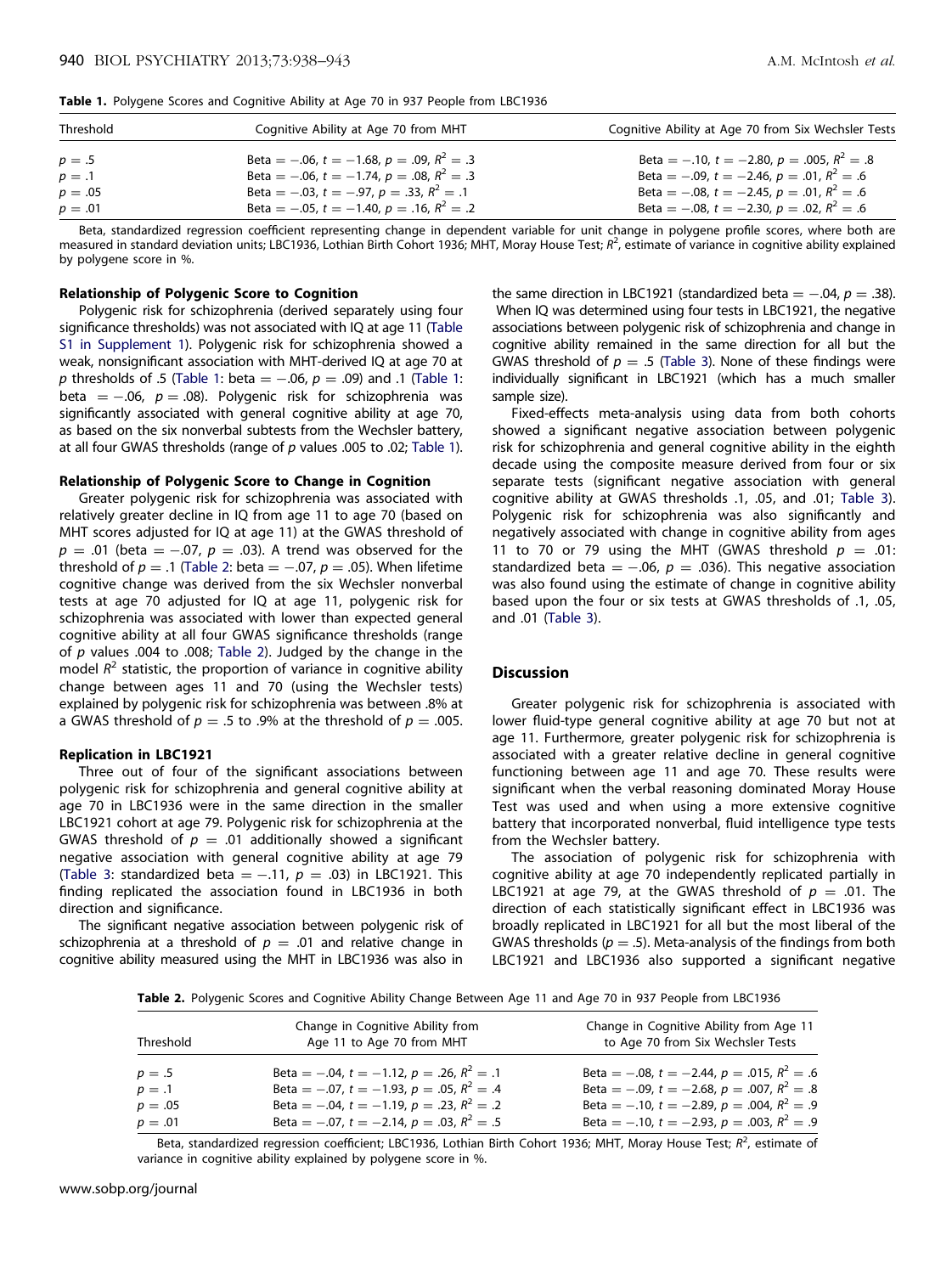**Table 1.** Polygene Scores and Cognitive Ability at Age 70 in 937 People from LBC1936

| Threshold | Cognitive Ability at Age 70 from MHT | Cognitive Ability at Age 70 from Six Wechsler Tests |
|---|---|---|
| $p = .5$ | Beta $= -.06$, $t = -1.68$, $p = .09$, $R^2 = .3$ | Beta $= -.10$, $t = -2.80$, $p = .005$, $R^2 = .8$ |
| $p = .1$ | Beta $= -.06$, $t = -1.74$, $p = .08$, $R^2 = .3$ | Beta $= -.09$, $t = -2.46$, $p = .01$, $R^2 = .6$ |
| $p = .05$ | Beta $= -.03$, $t = -.97$, $p = .33$, $R^2 = .1$ | Beta $= -.08$, $t = -2.45$, $p = .01$, $R^2 = .6$ |
| $p = .01$ | Beta $= -.05$, $t = -1.40$, $p = .16$, $R^2 = .2$ | Beta $= -.08$, $t = -2.30$, $p = .02$, $R^2 = .6$ |

Beta, standardized regression coefficient representing change in dependent variable for unit change in polygene profile scores, where both are measured in standard deviation units; LBC1936, Lothian Birth Cohort 1936; MHT, Moray House Test; $R^2$, estimate of variance in cognitive ability explained by polygene score in %.

### Relationship of Polygenic Score to Cognition

Polygenic risk for schizophrenia (derived separately using four significance thresholds) was not associated with IQ at age 11 (Table S1 in Supplement 1). Polygenic risk for schizophrenia showed a weak, nonsignificant association with MHT-derived IQ at age 70 at $p$ thresholds of .5 (Table 1: beta $= -.06$, $p = .09$) and .1 (Table 1: beta $= -.06$, $p = .08$). Polygenic risk for schizophrenia was significantly associated with general cognitive ability at age 70, as based on the six nonverbal subtests from the Wechsler battery, at all four GWAS thresholds (range of $p$ values .005 to .02; Table 1).

### Relationship of Polygenic Score to Change in Cognition

Greater polygenic risk for schizophrenia was associated with relatively greater decline in IQ from age 11 to age 70 (based on MHT scores adjusted for IQ at age 11) at the GWAS threshold of $p = .01$ (beta $= -.07$, $p = .03$). A trend was observed for the threshold of $p = .1$ (Table 2: beta $= -.07$, $p = .05$). When lifetime cognitive change was derived from the six Wechsler nonverbal tests at age 70 adjusted for IQ at age 11, polygenic risk for schizophrenia was associated with lower than expected general cognitive ability at all four GWAS significance thresholds (range of $p$ values .004 to .008; Table 2). Judged by the change in the model $R^2$ statistic, the proportion of variance in cognitive ability change between ages 11 and 70 (using the Wechsler tests) explained by polygenic risk for schizophrenia was between .8% at a GWAS threshold of $p = .5$ to .9% at the threshold of $p = .005$.

### Replication in LBC1921

Three out of four of the significant associations between polygenic risk for schizophrenia and general cognitive ability at age 70 in LBC1936 were in the same direction in the smaller LBC1921 cohort at age 79. Polygenic risk for schizophrenia at the GWAS threshold of $p = .01$ additionally showed a significant negative association with general cognitive ability at age 79 (Table 3: standardized beta $= -.11$, $p = .03$) in LBC1921. This finding replicated the association found in LBC1936 in both direction and significance.

The significant negative association between polygenic risk of schizophrenia at a threshold of $p = .01$ and relative change in cognitive ability measured using the MHT in LBC1936 was also in the same direction in LBC1921 (standardized beta $= -.04$, $p = .38$). When IQ was determined using four tests in LBC1921, the negative associations between polygenic risk of schizophrenia and change in cognitive ability remained in the same direction for all but the GWAS threshold of $p = .5$ (Table 3). None of these findings were individually significant in LBC1921 (which has a much smaller sample size).

Fixed-effects meta-analysis using data from both cohorts showed a significant negative association between polygenic risk for schizophrenia and general cognitive ability in the eighth decade using the composite measure derived from four or six separate tests (significant negative association with general cognitive ability at GWAS thresholds .1, .05, and .01; Table 3). Polygenic risk for schizophrenia was also significantly and negatively associated with change in cognitive ability from ages 11 to 70 or 79 using the MHT (GWAS threshold $p = .01$: standardized beta $= -.06$, $p = .036$). This negative association was also found using the estimate of change in cognitive ability based upon the four or six tests at GWAS thresholds of .1, .05, and .01 (Table 3).

## Discussion

Greater polygenic risk for schizophrenia is associated with lower fluid-type general cognitive ability at age 70 but not at age 11. Furthermore, greater polygenic risk for schizophrenia is associated with a greater relative decline in general cognitive functioning between age 11 and age 70. These results were significant when the verbal reasoning dominated Moray House Test was used and when using a more extensive cognitive battery that incorporated nonverbal, fluid intelligence type tests from the Wechsler battery.

The association of polygenic risk for schizophrenia with cognitive ability at age 70 independently replicated partially in LBC1921 at age 79, at the GWAS threshold of $p = .01$. The direction of each statistically significant effect in LBC1936 was broadly replicated in LBC1921 for all but the most liberal of the GWAS thresholds ($p = .5$). Meta-analysis of the findings from both LBC1921 and LBC1936 also supported a significant negative

**Table 2.** Polygenic Scores and Cognitive Ability Change Between Age 11 and Age 70 in 937 People from LBC1936

| Threshold | Change in Cognitive Ability from Age 11 to Age 70 from MHT | Change in Cognitive Ability from Age 11 to Age 70 from Six Wechsler Tests |
|---|---|---|
| $p = .5$ | Beta $= -.04$, $t = -1.12$, $p = .26$, $R^2 = .1$ | Beta $= -.08$, $t = -2.44$, $p = .015$, $R^2 = .6$ |
| $p = .1$ | Beta $= -.07$, $t = -1.93$, $p = .05$, $R^2 = .4$ | Beta $= -.09$, $t = -2.68$, $p = .007$, $R^2 = .8$ |
| $p = .05$ | Beta $= -.04$, $t = -1.19$, $p = .23$, $R^2 = .2$ | Beta $= -.10$, $t = -2.89$, $p = .004$, $R^2 = .9$ |
| $p = .01$ | Beta $= -.07$, $t = -2.14$, $p = .03$, $R^2 = .5$ | Beta $= -.10$, $t = -2.93$, $p = .003$, $R^2 = .9$ |

Beta, standardized regression coefficient; LBC1936, Lothian Birth Cohort 1936; MHT, Moray House Test; $R^2$, estimate of variance in cognitive ability explained by polygene score in %.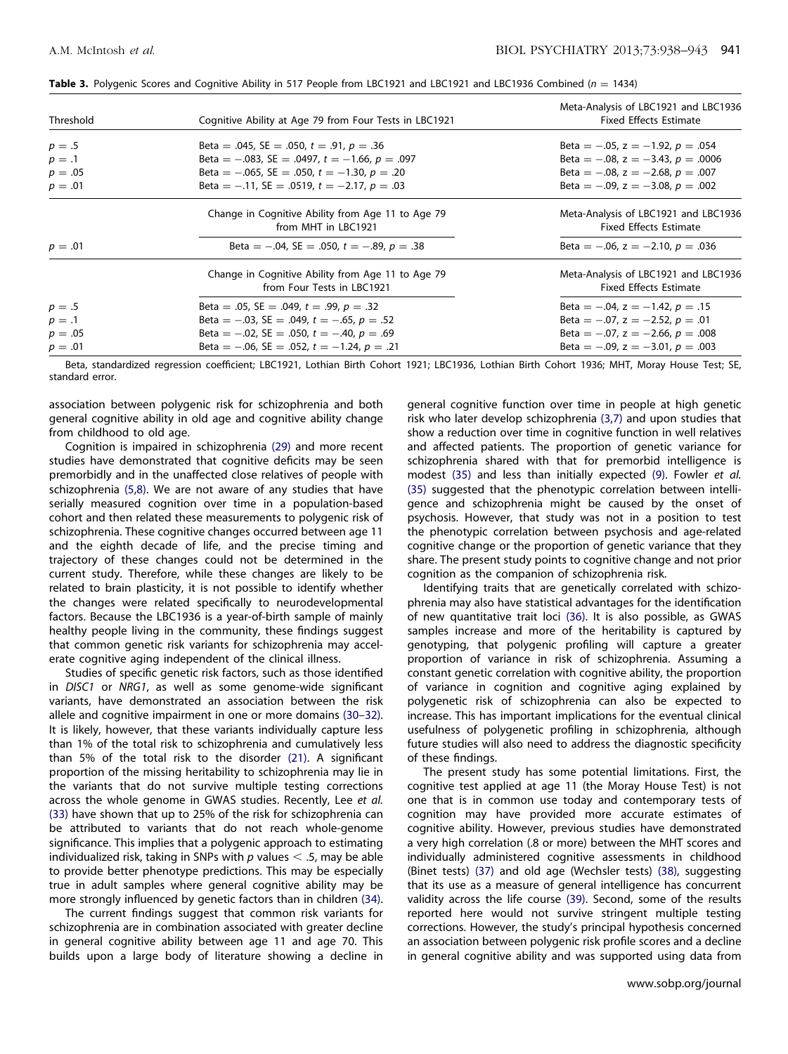**Table 3.** Polygenic Scores and Cognitive Ability in 517 People from LBC1921 and LBC1921 and LBC1936 Combined ($n = 1434$)

| Threshold | Cognitive Ability at Age 79 from Four Tests in LBC1921 | Meta-Analysis of LBC1921 and LBC1936 Fixed Effects Estimate |
|---|---|---|
| $p = .5$ | Beta = .045, SE = .050, $t = .91$, $p = .36$ | Beta = −.05, $z = -1.92$, $p = .054$ |
| $p = .1$ | Beta = −.083, SE = .0497, $t = -1.66$, $p = .097$ | Beta = −.08, $z = -3.43$, $p = .0006$ |
| $p = .05$ | Beta = −.065, SE = .050, $t = -1.30$, $p = .20$ | Beta = −.08, $z = -2.68$, $p = .007$ |
| $p = .01$ | Beta = −.11, SE = .0519, $t = -2.17$, $p = .03$ | Beta = −.09, $z = -3.08$, $p = .002$ |
| | Change in Cognitive Ability from Age 11 to Age 79 from MHT in LBC1921 | Meta-Analysis of LBC1921 and LBC1936 Fixed Effects Estimate |
| $p = .01$ | Beta = −.04, SE = .050, $t = -.89$, $p = .38$ | Beta = −.06, $z = -2.10$, $p = .036$ |
| | Change in Cognitive Ability from Age 11 to Age 79 from Four Tests in LBC1921 | Meta-Analysis of LBC1921 and LBC1936 Fixed Effects Estimate |
| $p = .5$ | Beta = .05, SE = .049, $t = .99$, $p = .32$ | Beta = −.04, $z = -1.42$, $p = .15$ |
| $p = .1$ | Beta = −.03, SE = .049, $t = -.65$, $p = .52$ | Beta = −.07, $z = -2.52$, $p = .01$ |
| $p = .05$ | Beta = −.02, SE = .050, $t = -.40$, $p = .69$ | Beta = −.07, $z = -2.66$, $p = .008$ |
| $p = .01$ | Beta = −.06, SE = .052, $t = -1.24$, $p = .21$ | Beta = −.09, $z = -3.01$, $p = .003$ |

Beta, standardized regression coefficient; LBC1921, Lothian Birth Cohort 1921; LBC1936, Lothian Birth Cohort 1936; MHT, Moray House Test; SE, standard error.

association between polygenic risk for schizophrenia and both general cognitive ability in old age and cognitive ability change from childhood to old age.

Cognition is impaired in schizophrenia (29) and more recent studies have demonstrated that cognitive deficits may be seen premorbidly and in the unaffected close relatives of people with schizophrenia (5,8). We are not aware of any studies that have serially measured cognition over time in a population-based cohort and then related these measurements to polygenic risk of schizophrenia. These cognitive changes occurred between age 11 and the eighth decade of life, and the precise timing and trajectory of these changes could not be determined in the current study. Therefore, while these changes are likely to be related to brain plasticity, it is not possible to identify whether the changes were related specifically to neurodevelopmental factors. Because the LBC1936 is a year-of-birth sample of mainly healthy people living in the community, these findings suggest that common genetic risk variants for schizophrenia may accelerate cognitive aging independent of the clinical illness.

Studies of specific genetic risk factors, such as those identified in *DISC1* or *NRG1*, as well as some genome-wide significant variants, have demonstrated an association between the risk allele and cognitive impairment in one or more domains (30–32). It is likely, however, that these variants individually capture less than 1% of the total risk to schizophrenia and cumulatively less than 5% of the total risk to the disorder (21). A significant proportion of the missing heritability to schizophrenia may lie in the variants that do not survive multiple testing corrections across the whole genome in GWAS studies. Recently, Lee *et al.* (33) have shown that up to 25% of the risk for schizophrenia can be attributed to variants that do not reach whole-genome significance. This implies that a polygenic approach to estimating individualized risk, taking in SNPs with $p$ values $< .5$, may be able to provide better phenotype predictions. This may be especially true in adult samples where general cognitive ability may be more strongly influenced by genetic factors than in children (34).

The current findings suggest that common risk variants for schizophrenia are in combination associated with greater decline in general cognitive ability between age 11 and age 70. This builds upon a large body of literature showing a decline in general cognitive function over time in people at high genetic risk who later develop schizophrenia (3,7) and upon studies that show a reduction over time in cognitive function in well relatives and affected patients. The proportion of genetic variance for schizophrenia shared with that for premorbid intelligence is modest (35) and less than initially expected (9). Fowler *et al.* (35) suggested that the phenotypic correlation between intelligence and schizophrenia might be caused by the onset of psychosis. However, that study was not in a position to test the phenotypic correlation between psychosis and age-related cognitive change or the proportion of genetic variance that they share. The present study points to cognitive change and not prior cognition as the companion of schizophrenia risk.

Identifying traits that are genetically correlated with schizophrenia may also have statistical advantages for the identification of new quantitative trait loci (36). It is also possible, as GWAS samples increase and more of the heritability is captured by genotyping, that polygenic profiling will capture a greater proportion of variance in risk of schizophrenia. Assuming a constant genetic correlation with cognitive ability, the proportion of variance in cognition and cognitive aging explained by polygenetic risk of schizophrenia can also be expected to increase. This has important implications for the eventual clinical usefulness of polygenetic profiling in schizophrenia, although future studies will also need to address the diagnostic specificity of these findings.

The present study has some potential limitations. First, the cognitive test applied at age 11 (the Moray House Test) is not one that is in common use today and contemporary tests of cognition may have provided more accurate estimates of cognitive ability. However, previous studies have demonstrated a very high correlation (.8 or more) between the MHT scores and individually administered cognitive assessments in childhood (Binet tests) (37) and old age (Wechsler tests) (38), suggesting that its use as a measure of general intelligence has concurrent validity across the life course (39). Second, some of the results reported here would not survive stringent multiple testing corrections. However, the study's principal hypothesis concerned an association between polygenic risk profile scores and a decline in general cognitive ability and was supported using data from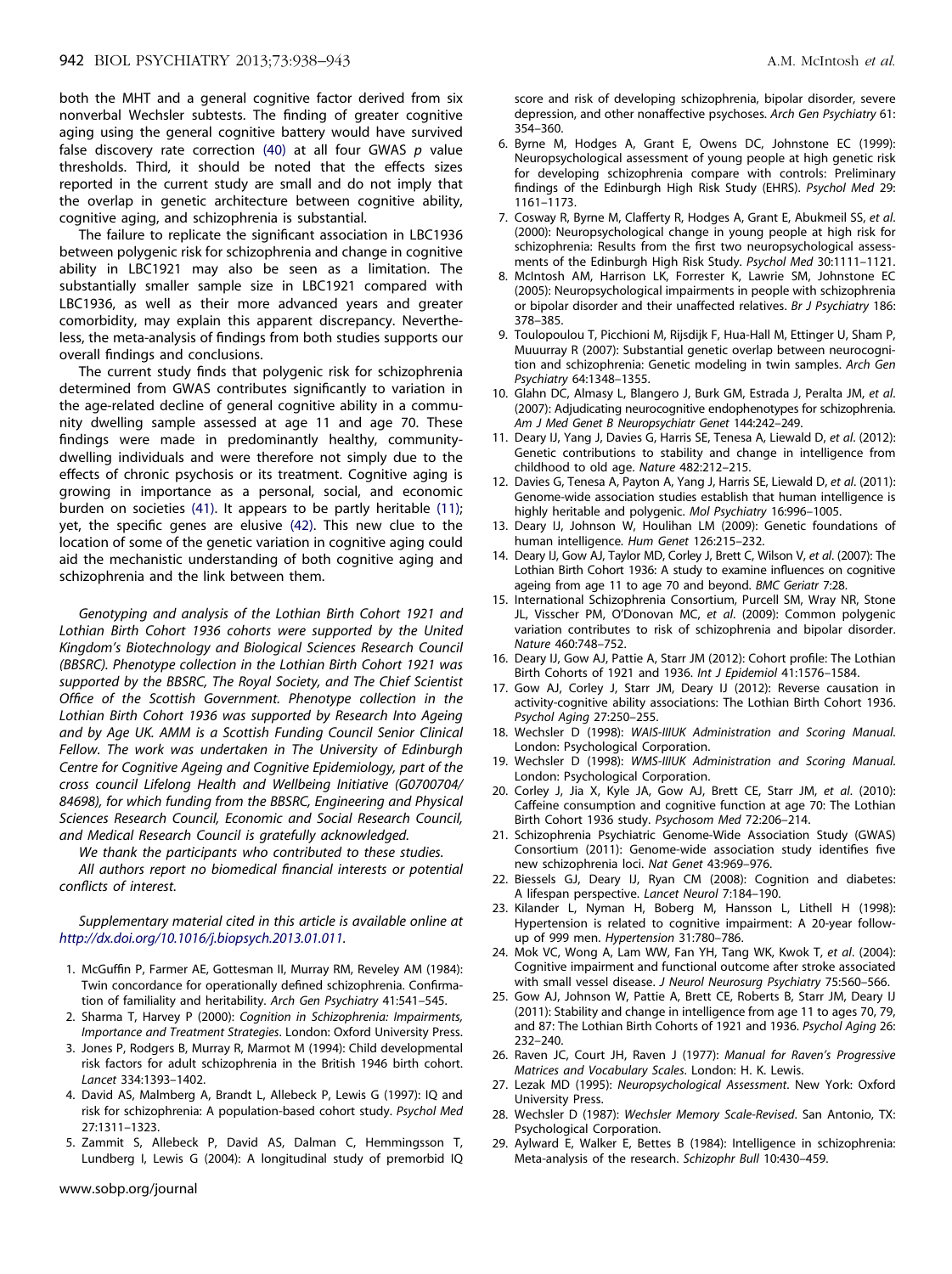both the MHT and a general cognitive factor derived from six nonverbal Wechsler subtests. The finding of greater cognitive aging using the general cognitive battery would have survived false discovery rate correction (40) at all four GWAS $p$ value thresholds. Third, it should be noted that the effects sizes reported in the current study are small and do not imply that the overlap in genetic architecture between cognitive ability, cognitive aging, and schizophrenia is substantial.

The failure to replicate the significant association in LBC1936 between polygenic risk for schizophrenia and change in cognitive ability in LBC1921 may also be seen as a limitation. The substantially smaller sample size in LBC1921 compared with LBC1936, as well as their more advanced years and greater comorbidity, may explain this apparent discrepancy. Nevertheless, the meta-analysis of findings from both studies supports our overall findings and conclusions.

The current study finds that polygenic risk for schizophrenia determined from GWAS contributes significantly to variation in the age-related decline of general cognitive ability in a community dwelling sample assessed at age 11 and age 70. These findings were made in predominantly healthy, community-dwelling individuals and were therefore not simply due to the effects of chronic psychosis or its treatment. Cognitive aging is growing in importance as a personal, social, and economic burden on societies (41). It appears to be partly heritable (11); yet, the specific genes are elusive (42). This new clue to the location of some of the genetic variation in cognitive aging could aid the mechanistic understanding of both cognitive aging and schizophrenia and the link between them.

*Genotyping and analysis of the Lothian Birth Cohort 1921 and Lothian Birth Cohort 1936 cohorts were supported by the United Kingdom's Biotechnology and Biological Sciences Research Council (BBSRC). Phenotype collection in the Lothian Birth Cohort 1921 was supported by the BBSRC, The Royal Society, and The Chief Scientist Office of the Scottish Government. Phenotype collection in the Lothian Birth Cohort 1936 was supported by Research Into Ageing and by Age UK. AMM is a Scottish Funding Council Senior Clinical Fellow. The work was undertaken in The University of Edinburgh Centre for Cognitive Ageing and Cognitive Epidemiology, part of the cross council Lifelong Health and Wellbeing Initiative (G0700704/84698), for which funding from the BBSRC, Engineering and Physical Sciences Research Council, Economic and Social Research Council, and Medical Research Council is gratefully acknowledged.*

*We thank the participants who contributed to these studies.*

*All authors report no biomedical financial interests or potential conflicts of interest.*

*Supplementary material cited in this article is available online at http://dx.doi.org/10.1016/j.biopsych.2013.01.011.*

1. McGuffin P, Farmer AE, Gottesman II, Murray RM, Reveley AM (1984): Twin concordance for operationally defined schizophrenia. Confirmation of familiality and heritability. *Arch Gen Psychiatry* 41:541–545.
2. Sharma T, Harvey P (2000): *Cognition in Schizophrenia: Impairments, Importance and Treatment Strategies*. London: Oxford University Press.
3. Jones P, Rodgers B, Murray R, Marmot M (1994): Child developmental risk factors for adult schizophrenia in the British 1946 birth cohort. *Lancet* 334:1393–1402.
4. David AS, Malmberg A, Brandt L, Allebeck P, Lewis G (1997): IQ and risk for schizophrenia: A population-based cohort study. *Psychol Med* 27:1311–1323.
5. Zammit S, Allebeck P, David AS, Dalman C, Hemmingsson T, Lundberg I, Lewis G (2004): A longitudinal study of premorbid IQ score and risk of developing schizophrenia, bipolar disorder, severe depression, and other nonaffective psychoses. *Arch Gen Psychiatry* 61: 354–360.
6. Byrne M, Hodges A, Grant E, Owens DC, Johnstone EC (1999): Neuropsychological assessment of young people at high genetic risk for developing schizophrenia compare with controls: Preliminary findings of the Edinburgh High Risk Study (EHRS). *Psychol Med* 29: 1161–1173.
7. Cosway R, Byrne M, Clafferty R, Hodges A, Grant E, Abukmeil SS, *et al.* (2000): Neuropsychological change in young people at high risk for schizophrenia: Results from the first two neuropsychological assessments of the Edinburgh High Risk Study. *Psychol Med* 30:1111–1121.
8. McIntosh AM, Harrison LK, Forrester K, Lawrie SM, Johnstone EC (2005): Neuropsychological impairments in people with schizophrenia or bipolar disorder and their unaffected relatives. *Br J Psychiatry* 186: 378–385.
9. Toulopoulou T, Picchioni M, Rijsdijk F, Hua-Hall M, Ettinger U, Sham P, Muuurray R (2007): Substantial genetic overlap between neurocognition and schizophrenia: Genetic modeling in twin samples. *Arch Gen Psychiatry* 64:1348–1355.
10. Glahn DC, Almasy L, Blangero J, Burk GM, Estrada J, Peralta JM, *et al.* (2007): Adjudicating neurocognitive endophenotypes for schizophrenia. *Am J Med Genet B Neuropsychiatr Genet* 144:242–249.
11. Deary IJ, Yang J, Davies G, Harris SE, Tenesa A, Liewald D, *et al.* (2012): Genetic contributions to stability and change in intelligence from childhood to old age. *Nature* 482:212–215.
12. Davies G, Tenesa A, Payton A, Yang J, Harris SE, Liewald D, *et al.* (2011): Genome-wide association studies establish that human intelligence is highly heritable and polygenic. *Mol Psychiatry* 16:996–1005.
13. Deary IJ, Johnson W, Houlihan LM (2009): Genetic foundations of human intelligence. *Hum Genet* 126:215–232.
14. Deary IJ, Gow AJ, Taylor MD, Corley J, Brett C, Wilson V, *et al.* (2007): The Lothian Birth Cohort 1936: A study to examine influences on cognitive ageing from age 11 to age 70 and beyond. *BMC Geriatr* 7:28.
15. International Schizophrenia Consortium, Purcell SM, Wray NR, Stone JL, Visscher PM, O'Donovan MC, *et al.* (2009): Common polygenic variation contributes to risk of schizophrenia and bipolar disorder. *Nature* 460:748–752.
16. Deary IJ, Gow AJ, Pattie A, Starr JM (2012): Cohort profile: The Lothian Birth Cohorts of 1921 and 1936. *Int J Epidemiol* 41:1576–1584.
17. Gow AJ, Corley J, Starr JM, Deary IJ (2012): Reverse causation in activity-cognitive ability associations: The Lothian Birth Cohort 1936. *Psychol Aging* 27:250–255.
18. Wechsler D (1998): *WAIS-IIIUK Administration and Scoring Manual*. London: Psychological Corporation.
19. Wechsler D (1998): *WMS-IIIUK Administration and Scoring Manual*. London: Psychological Corporation.
20. Corley J, Jia X, Kyle JA, Gow AJ, Brett CE, Starr JM, *et al.* (2010): Caffeine consumption and cognitive function at age 70: The Lothian Birth Cohort 1936 study. *Psychosom Med* 72:206–214.
21. Schizophrenia Psychiatric Genome-Wide Association Study (GWAS) Consortium (2011): Genome-wide association study identifies five new schizophrenia loci. *Nat Genet* 43:969–976.
22. Biessels GJ, Deary IJ, Ryan CM (2008): Cognition and diabetes: A lifespan perspective. *Lancet Neurol* 7:184–190.
23. Kilander L, Nyman H, Boberg M, Hansson L, Lithell H (1998): Hypertension is related to cognitive impairment: A 20-year follow-up of 999 men. *Hypertension* 31:780–786.
24. Mok VC, Wong A, Lam WW, Fan YH, Tang WK, Kwok T, *et al.* (2004): Cognitive impairment and functional outcome after stroke associated with small vessel disease. *J Neurol Neurosurg Psychiatry* 75:560–566.
25. Gow AJ, Johnson W, Pattie A, Brett CE, Roberts B, Starr JM, Deary IJ (2011): Stability and change in intelligence from age 11 to ages 70, 79, and 87: The Lothian Birth Cohorts of 1921 and 1936. *Psychol Aging* 26: 232–240.
26. Raven JC, Court JH, Raven J (1977): *Manual for Raven's Progressive Matrices and Vocabulary Scales*. London: H. K. Lewis.
27. Lezak MD (1995): *Neuropsychological Assessment*. New York: Oxford University Press.
28. Wechsler D (1987): *Wechsler Memory Scale-Revised*. San Antonio, TX: Psychological Corporation.
29. Aylward E, Walker E, Bettes B (1984): Intelligence in schizophrenia: Meta-analysis of the research. *Schizophr Bull* 10:430–459.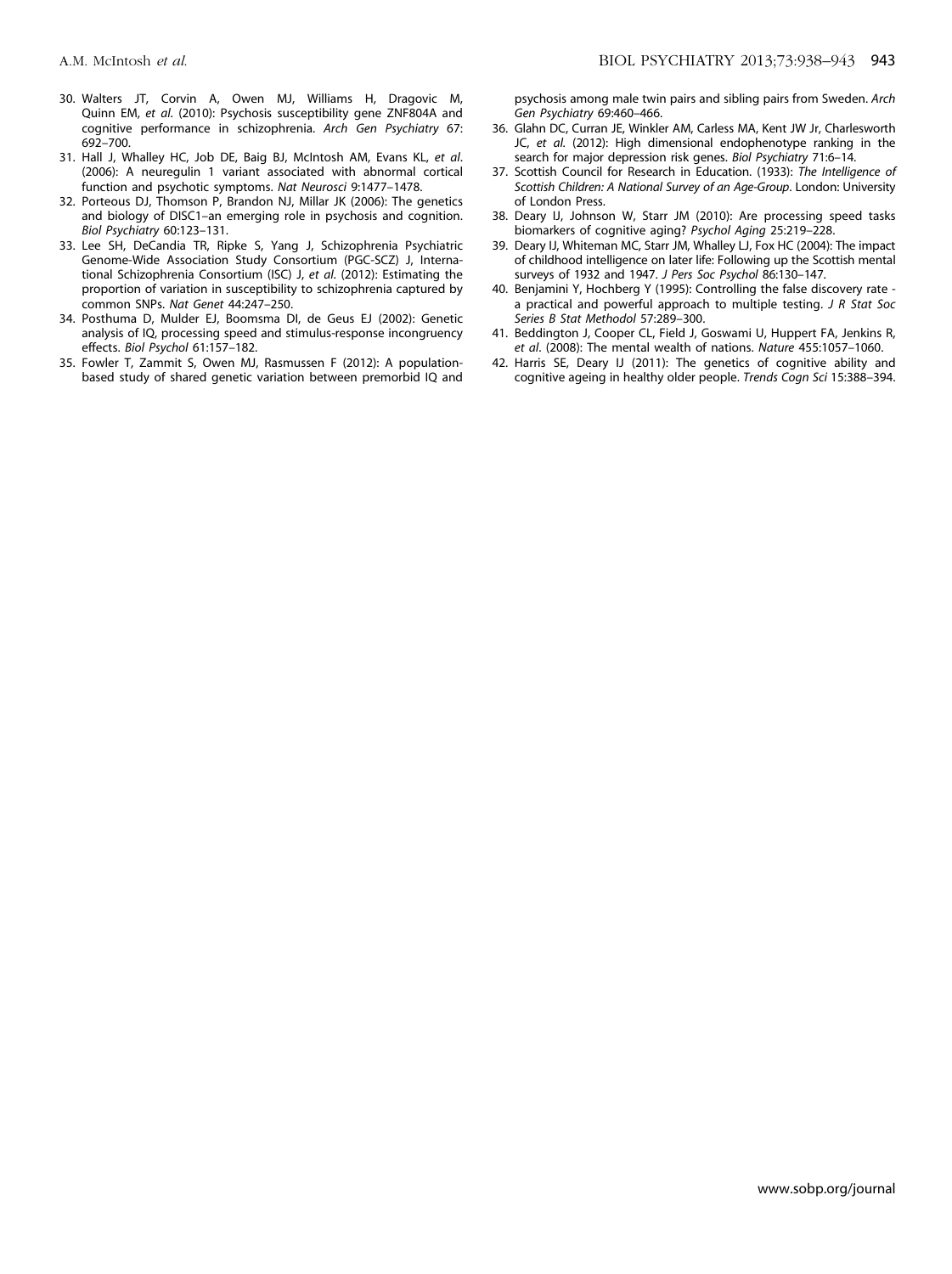30. Walters JT, Corvin A, Owen MJ, Williams H, Dragovic M, Quinn EM, *et al*. (2010): Psychosis susceptibility gene ZNF804A and cognitive performance in schizophrenia. *Arch Gen Psychiatry* 67: 692–700.
31. Hall J, Whalley HC, Job DE, Baig BJ, McIntosh AM, Evans KL, *et al*. (2006): A neuregulin 1 variant associated with abnormal cortical function and psychotic symptoms. *Nat Neurosci* 9:1477–1478.
32. Porteous DJ, Thomson P, Brandon NJ, Millar JK (2006): The genetics and biology of DISC1–an emerging role in psychosis and cognition. *Biol Psychiatry* 60:123–131.
33. Lee SH, DeCandia TR, Ripke S, Yang J, Schizophrenia Psychiatric Genome-Wide Association Study Consortium (PGC-SCZ) J, International Schizophrenia Consortium (ISC) J, *et al*. (2012): Estimating the proportion of variation in susceptibility to schizophrenia captured by common SNPs. *Nat Genet* 44:247–250.
34. Posthuma D, Mulder EJ, Boomsma DI, de Geus EJ (2002): Genetic analysis of IQ, processing speed and stimulus-response incongruency effects. *Biol Psychol* 61:157–182.
35. Fowler T, Zammit S, Owen MJ, Rasmussen F (2012): A population-based study of shared genetic variation between premorbid IQ and psychosis among male twin pairs and sibling pairs from Sweden. *Arch Gen Psychiatry* 69:460–466.
36. Glahn DC, Curran JE, Winkler AM, Carless MA, Kent JW Jr, Charlesworth JC, *et al.* (2012): High dimensional endophenotype ranking in the search for major depression risk genes. *Biol Psychiatry* 71:6–14.
37. Scottish Council for Research in Education. (1933): *The Intelligence of Scottish Children: A National Survey of an Age-Group*. London: University of London Press.
38. Deary IJ, Johnson W, Starr JM (2010): Are processing speed tasks biomarkers of cognitive aging? *Psychol Aging* 25:219–228.
39. Deary IJ, Whiteman MC, Starr JM, Whalley LJ, Fox HC (2004): The impact of childhood intelligence on later life: Following up the Scottish mental surveys of 1932 and 1947. *J Pers Soc Psychol* 86:130–147.
40. Benjamini Y, Hochberg Y (1995): Controlling the false discovery rate - a practical and powerful approach to multiple testing. *J R Stat Soc Series B Stat Methodol* 57:289–300.
41. Beddington J, Cooper CL, Field J, Goswami U, Huppert FA, Jenkins R, *et al*. (2008): The mental wealth of nations. *Nature* 455:1057–1060.
42. Harris SE, Deary IJ (2011): The genetics of cognitive ability and cognitive ageing in healthy older people. *Trends Cogn Sci* 15:388–394.